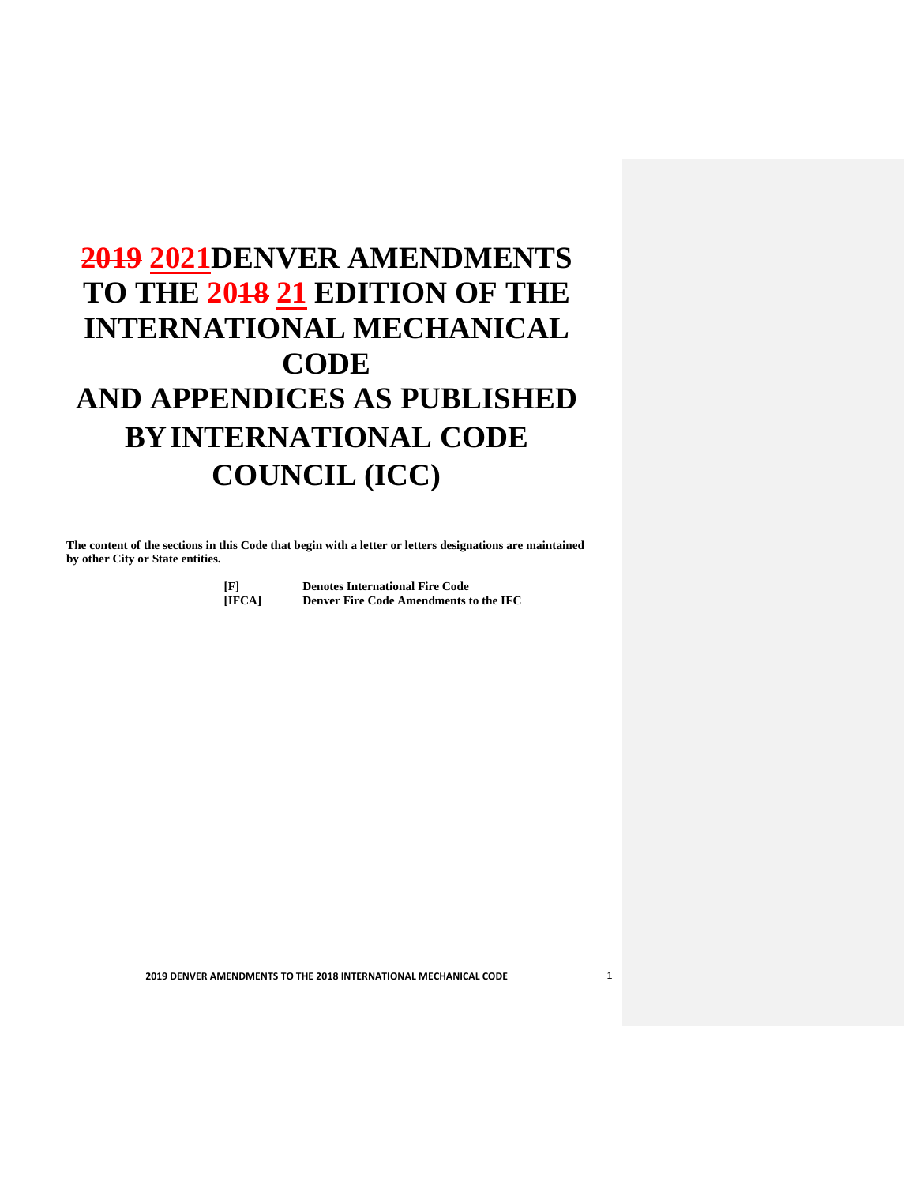# ~~2019~~ 2021DENVER AMENDMENTS TO THE 20~~18~~ 21 EDITION OF THE INTERNATIONAL MECHANICAL CODE AND APPENDICES AS PUBLISHED BY INTERNATIONAL CODE COUNCIL (ICC)

**The content of the sections in this Code that begin with a letter or letters designations are maintained by other City or State entities.**

| | |
|---|---|
| **[F]** | **Denotes International Fire Code** |
| **[IFCA]** | **Denver Fire Code Amendments to the IFC** |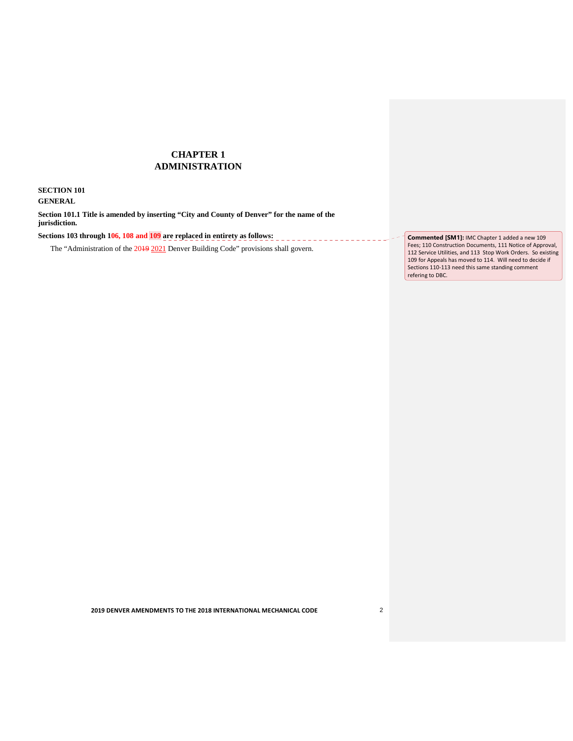# CHAPTER 1
# ADMINISTRATION

**SECTION 101**

**GENERAL**

**Section 101.1 Title is amended by inserting "City and County of Denver" for the name of the jurisdiction.**

**Sections 103 through 106, 108 and 109 are replaced in entirety as follows:**

The "Administration of the ~~2019~~ 2021 Denver Building Code" provisions shall govern.

**Commented [SM1]:** IMC Chapter 1 added a new 109 Fees; 110 Construction Documents, 111 Notice of Approval, 112 Service Utilities, and 113 Stop Work Orders. So existing 109 for Appeals has moved to 114. Will need to decide if Sections 110-113 need this same standing comment refering to DBC.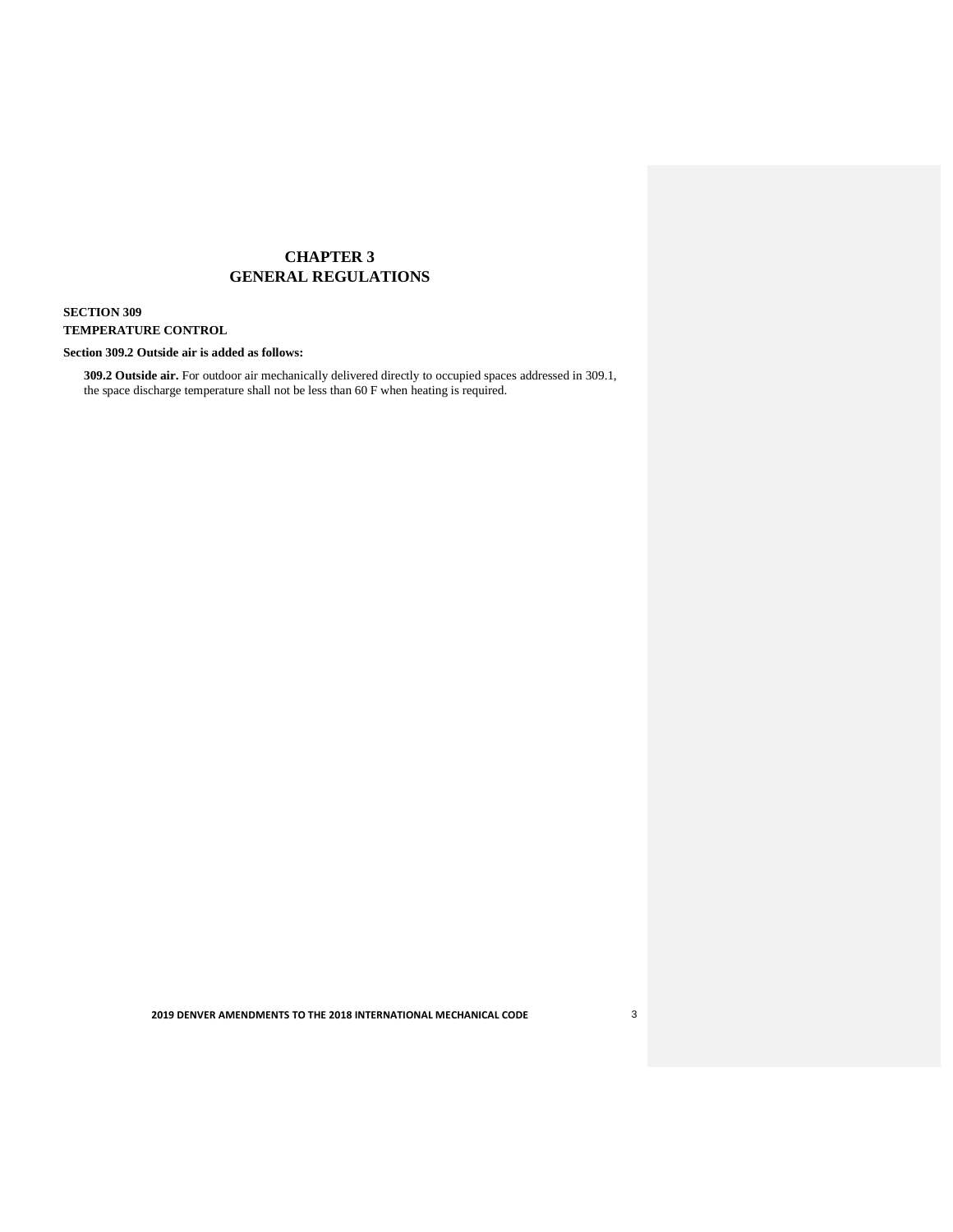# CHAPTER 3
# GENERAL REGULATIONS

**SECTION 309**
**TEMPERATURE CONTROL**

**Section 309.2 Outside air is added as follows:**

**309.2 Outside air.** For outdoor air mechanically delivered directly to occupied spaces addressed in 309.1, the space discharge temperature shall not be less than 60 F when heating is required.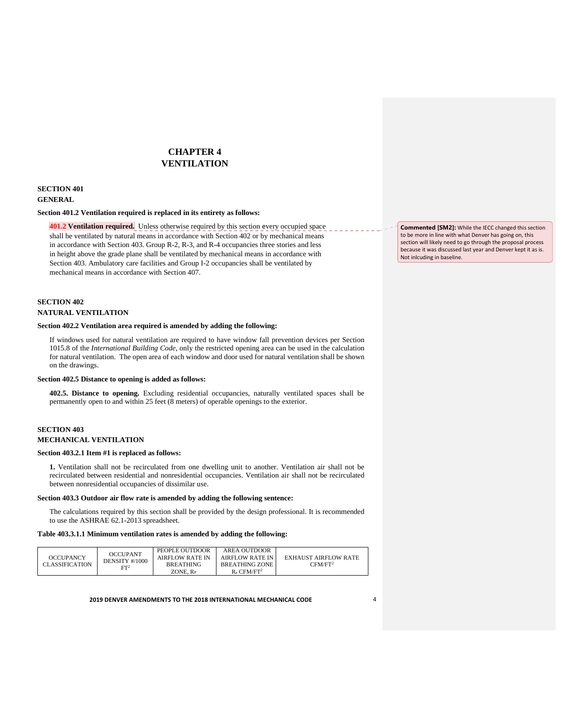# CHAPTER 4
# VENTILATION

## SECTION 401
## GENERAL

**Section 401.2 Ventilation required is replaced in its entirety as follows:**

**401.2 Ventilation required.** Unless otherwise required by this section every occupied space shall be ventilated by natural means in accordance with Section 402 or by mechanical means in accordance with Section 403. Group R-2, R-3, and R-4 occupancies three stories and less in height above the grade plane shall be ventilated by mechanical means in accordance with Section 403. Ambulatory care facilities and Group I-2 occupancies shall be ventilated by mechanical means in accordance with Section 407.

**Commented [SM2]:** While the IECC changed this section to be more in line with what Denver has going on, this section will likely need to go through the proposal process because it was discussed last year and Denver kept it as is. Not inlcuding in baseline.

## SECTION 402
## NATURAL VENTILATION

**Section 402.2 Ventilation area required is amended by adding the following:**

If windows used for natural ventilation are required to have window fall prevention devices per Section 1015.8 of the *International Building Code*, only the restricted opening area can be used in the calculation for natural ventilation. The open area of each window and door used for natural ventilation shall be shown on the drawings.

**Section 402.5 Distance to opening is added as follows:**

**402.5. Distance to opening.** Excluding residential occupancies, naturally ventilated spaces shall be permanently open to and within 25 feet (8 meters) of operable openings to the exterior.

## SECTION 403
## MECHANICAL VENTILATION

**Section 403.2.1 Item #1 is replaced as follows:**

**1.** Ventilation shall not be recirculated from one dwelling unit to another. Ventilation air shall not be recirculated between residential and nonresidential occupancies. Ventilation air shall not be recirculated between nonresidential occupancies of dissimilar use.

**Section 403.3 Outdoor air flow rate is amended by adding the following sentence:**

The calculations required by this section shall be provided by the design professional. It is recommended to use the ASHRAE 62.1-2013 spreadsheet.

**Table 403.3.1.1 Minimum ventilation rates is amended by adding the following:**

| OCCUPANCY CLASSIFICATION | OCCUPANT DENSITY #/1000 FT$^2$ | PEOPLE OUTDOOR AIRFLOW RATE IN BREATHING ZONE, $R_P$ | AREA OUTDOOR AIRFLOW RATE IN BREATHING ZONE $R_a$ CFM/FT$^2$ | EXHAUST AIRFLOW RATE CFM/FT$^2$ |
|---|---|---|---|---|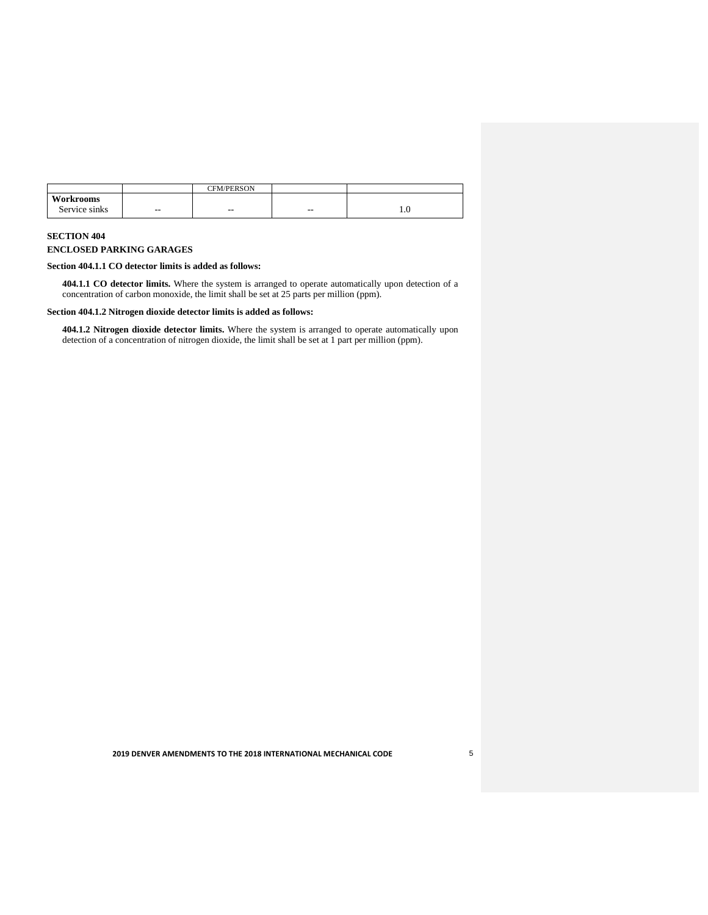| | | CFM/PERSON | | |
|---|---|---|---|---|
| **Workrooms** Service sinks | -- | -- | -- | 1.0 |

**SECTION 404**

**ENCLOSED PARKING GARAGES**

**Section 404.1.1 CO detector limits is added as follows:**

**404.1.1 CO detector limits.** Where the system is arranged to operate automatically upon detection of a concentration of carbon monoxide, the limit shall be set at 25 parts per million (ppm).

**Section 404.1.2 Nitrogen dioxide detector limits is added as follows:**

**404.1.2 Nitrogen dioxide detector limits.** Where the system is arranged to operate automatically upon detection of a concentration of nitrogen dioxide, the limit shall be set at 1 part per million (ppm).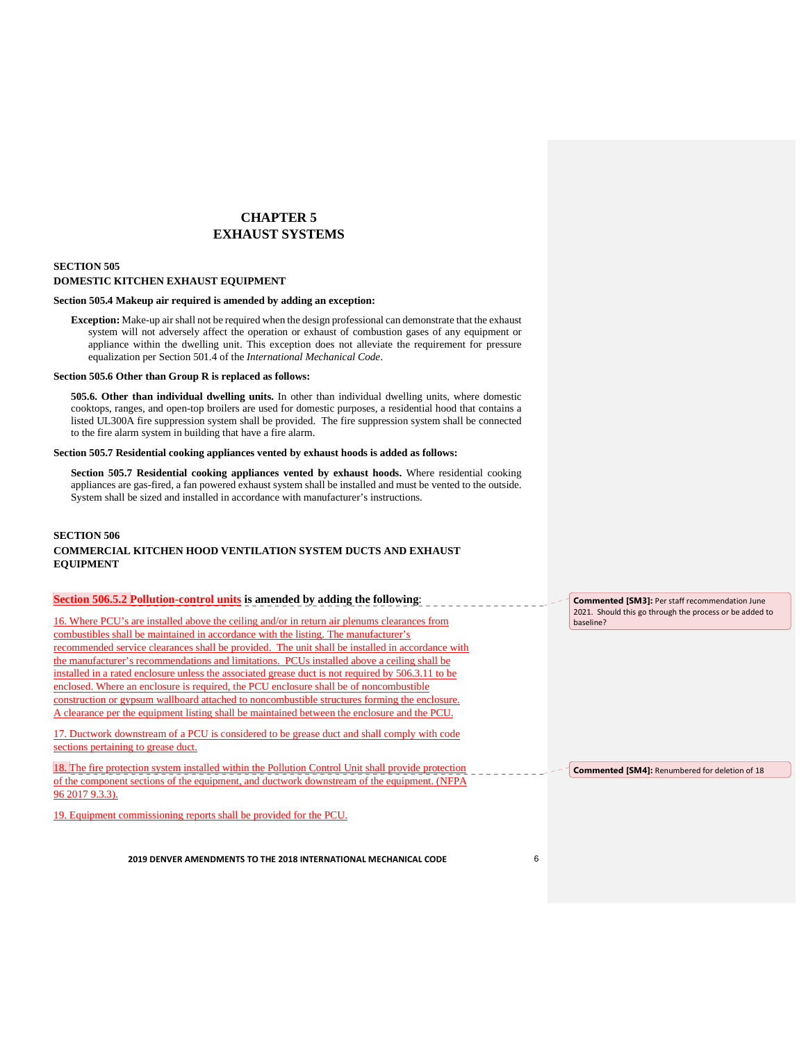# CHAPTER 5
# EXHAUST SYSTEMS

## SECTION 505
## DOMESTIC KITCHEN EXHAUST EQUIPMENT

**Section 505.4 Makeup air required is amended by adding an exception:**

**Exception:** Make-up air shall not be required when the design professional can demonstrate that the exhaust system will not adversely affect the operation or exhaust of combustion gases of any equipment or appliance within the dwelling unit. This exception does not alleviate the requirement for pressure equalization per Section 501.4 of the *International Mechanical Code*.

**Section 505.6 Other than Group R is replaced as follows:**

**505.6. Other than individual dwelling units.** In other than individual dwelling units, where domestic cooktops, ranges, and open-top broilers are used for domestic purposes, a residential hood that contains a listed UL300A fire suppression system shall be provided. The fire suppression system shall be connected to the fire alarm system in building that have a fire alarm.

**Section 505.7 Residential cooking appliances vented by exhaust hoods is added as follows:**

**Section 505.7 Residential cooking appliances vented by exhaust hoods.** Where residential cooking appliances are gas-fired, a fan powered exhaust system shall be installed and must be vented to the outside. System shall be sized and installed in accordance with manufacturer's instructions.

## SECTION 506
## COMMERCIAL KITCHEN HOOD VENTILATION SYSTEM DUCTS AND EXHAUST EQUIPMENT

**Section 506.5.2 Pollution-control units is amended by adding the following**:

16. Where PCU's are installed above the ceiling and/or in return air plenums clearances from combustibles shall be maintained in accordance with the listing. The manufacturer's recommended service clearances shall be provided. The unit shall be installed in accordance with the manufacturer's recommendations and limitations. PCUs installed above a ceiling shall be installed in a rated enclosure unless the associated grease duct is not required by 506.3.11 to be enclosed. Where an enclosure is required, the PCU enclosure shall be of noncombustible construction or gypsum wallboard attached to noncombustible structures forming the enclosure. A clearance per the equipment listing shall be maintained between the enclosure and the PCU.

17. Ductwork downstream of a PCU is considered to be grease duct and shall comply with code sections pertaining to grease duct.

18. The fire protection system installed within the Pollution Control Unit shall provide protection of the component sections of the equipment, and ductwork downstream of the equipment. (NFPA 96 2017 9.3.3).

19. Equipment commissioning reports shall be provided for the PCU.

> **Commented [SM3]:** Per staff recommendation June 2021. Should this go through the process or be added to baseline?

> **Commented [SM4]:** Renumbered for deletion of 18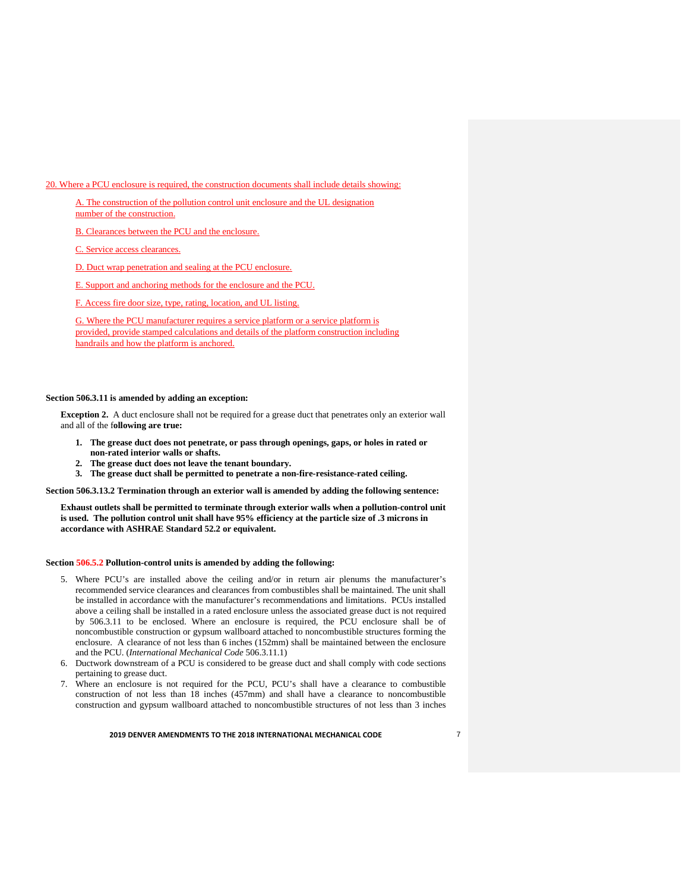20. Where a PCU enclosure is required, the construction documents shall include details showing:

A. The construction of the pollution control unit enclosure and the UL designation number of the construction.

B. Clearances between the PCU and the enclosure.

C. Service access clearances.

D. Duct wrap penetration and sealing at the PCU enclosure.

E. Support and anchoring methods for the enclosure and the PCU.

F. Access fire door size, type, rating, location, and UL listing.

G. Where the PCU manufacturer requires a service platform or a service platform is provided, provide stamped calculations and details of the platform construction including handrails and how the platform is anchored.

**Section 506.3.11 is amended by adding an exception:**

**Exception 2.** A duct enclosure shall not be required for a grease duct that penetrates only an exterior wall and all of the f**ollowing are true:**

1. **The grease duct does not penetrate, or pass through openings, gaps, or holes in rated or non-rated interior walls or shafts.**
2. **The grease duct does not leave the tenant boundary.**
3. **The grease duct shall be permitted to penetrate a non-fire-resistance-rated ceiling.**

**Section 506.3.13.2 Termination through an exterior wall is amended by adding the following sentence:**

**Exhaust outlets shall be permitted to terminate through exterior walls when a pollution-control unit is used. The pollution control unit shall have 95% efficiency at the particle size of .3 microns in accordance with ASHRAE Standard 52.2 or equivalent.**

**Section 506.5.2 Pollution-control units is amended by adding the following:**

5. Where PCU's are installed above the ceiling and/or in return air plenums the manufacturer's recommended service clearances and clearances from combustibles shall be maintained. The unit shall be installed in accordance with the manufacturer's recommendations and limitations. PCUs installed above a ceiling shall be installed in a rated enclosure unless the associated grease duct is not required by 506.3.11 to be enclosed. Where an enclosure is required, the PCU enclosure shall be of noncombustible construction or gypsum wallboard attached to noncombustible structures forming the enclosure. A clearance of not less than 6 inches (152mm) shall be maintained between the enclosure and the PCU. (*International Mechanical Code* 506.3.11.1)
6. Ductwork downstream of a PCU is considered to be grease duct and shall comply with code sections pertaining to grease duct.
7. Where an enclosure is not required for the PCU, PCU's shall have a clearance to combustible construction of not less than 18 inches (457mm) and shall have a clearance to noncombustible construction and gypsum wallboard attached to noncombustible structures of not less than 3 inches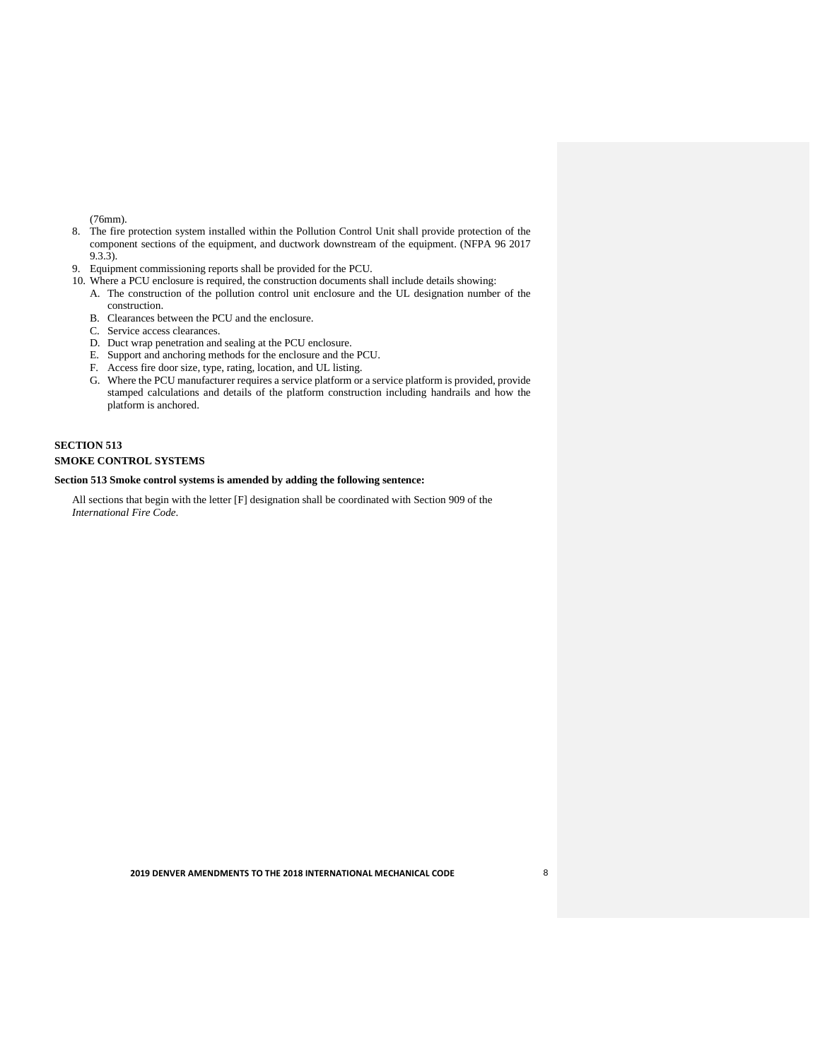(76mm).

8. The fire protection system installed within the Pollution Control Unit shall provide protection of the component sections of the equipment, and ductwork downstream of the equipment. (NFPA 96 2017 9.3.3).
9. Equipment commissioning reports shall be provided for the PCU.
10. Where a PCU enclosure is required, the construction documents shall include details showing:
    A. The construction of the pollution control unit enclosure and the UL designation number of the construction.
    B. Clearances between the PCU and the enclosure.
    C. Service access clearances.
    D. Duct wrap penetration and sealing at the PCU enclosure.
    E. Support and anchoring methods for the enclosure and the PCU.
    F. Access fire door size, type, rating, location, and UL listing.
    G. Where the PCU manufacturer requires a service platform or a service platform is provided, provide stamped calculations and details of the platform construction including handrails and how the platform is anchored.

## SECTION 513
## SMOKE CONTROL SYSTEMS

**Section 513 Smoke control systems is amended by adding the following sentence:**

All sections that begin with the letter [F] designation shall be coordinated with Section 909 of the *International Fire Code*.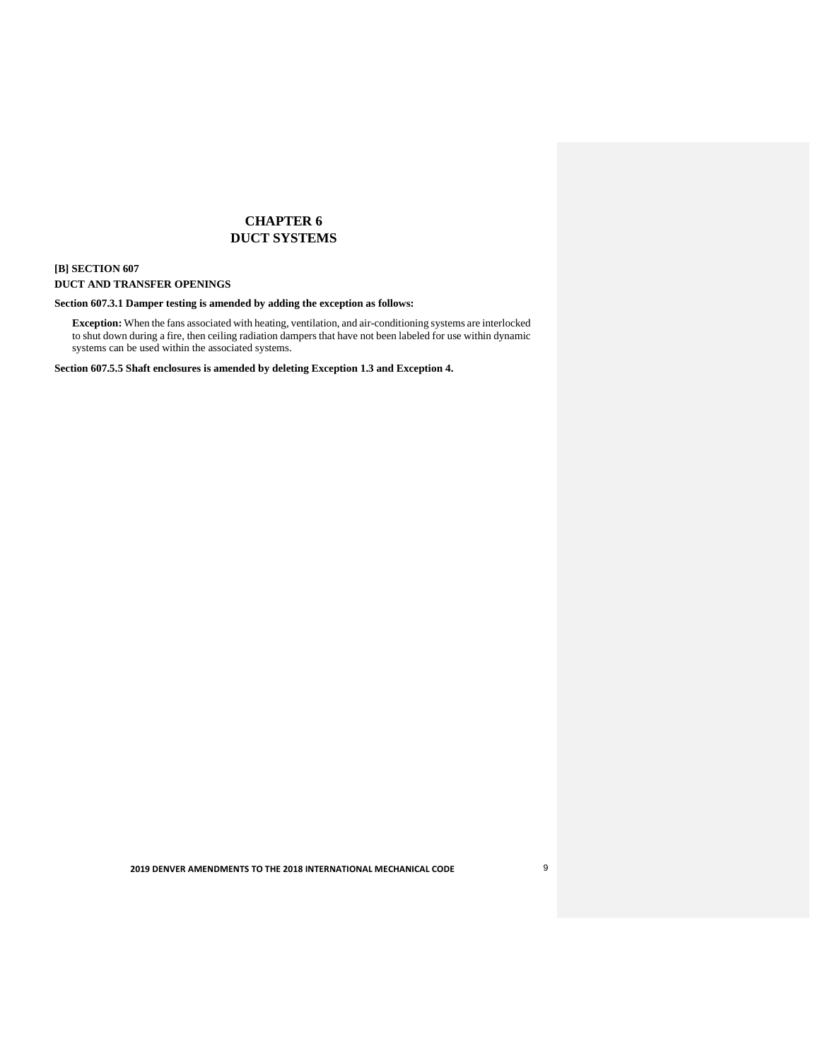# CHAPTER 6
# DUCT SYSTEMS

**[B] SECTION 607**
**DUCT AND TRANSFER OPENINGS**

**Section 607.3.1 Damper testing is amended by adding the exception as follows:**

**Exception:** When the fans associated with heating, ventilation, and air-conditioning systems are interlocked to shut down during a fire, then ceiling radiation dampers that have not been labeled for use within dynamic systems can be used within the associated systems.

**Section 607.5.5 Shaft enclosures is amended by deleting Exception 1.3 and Exception 4.**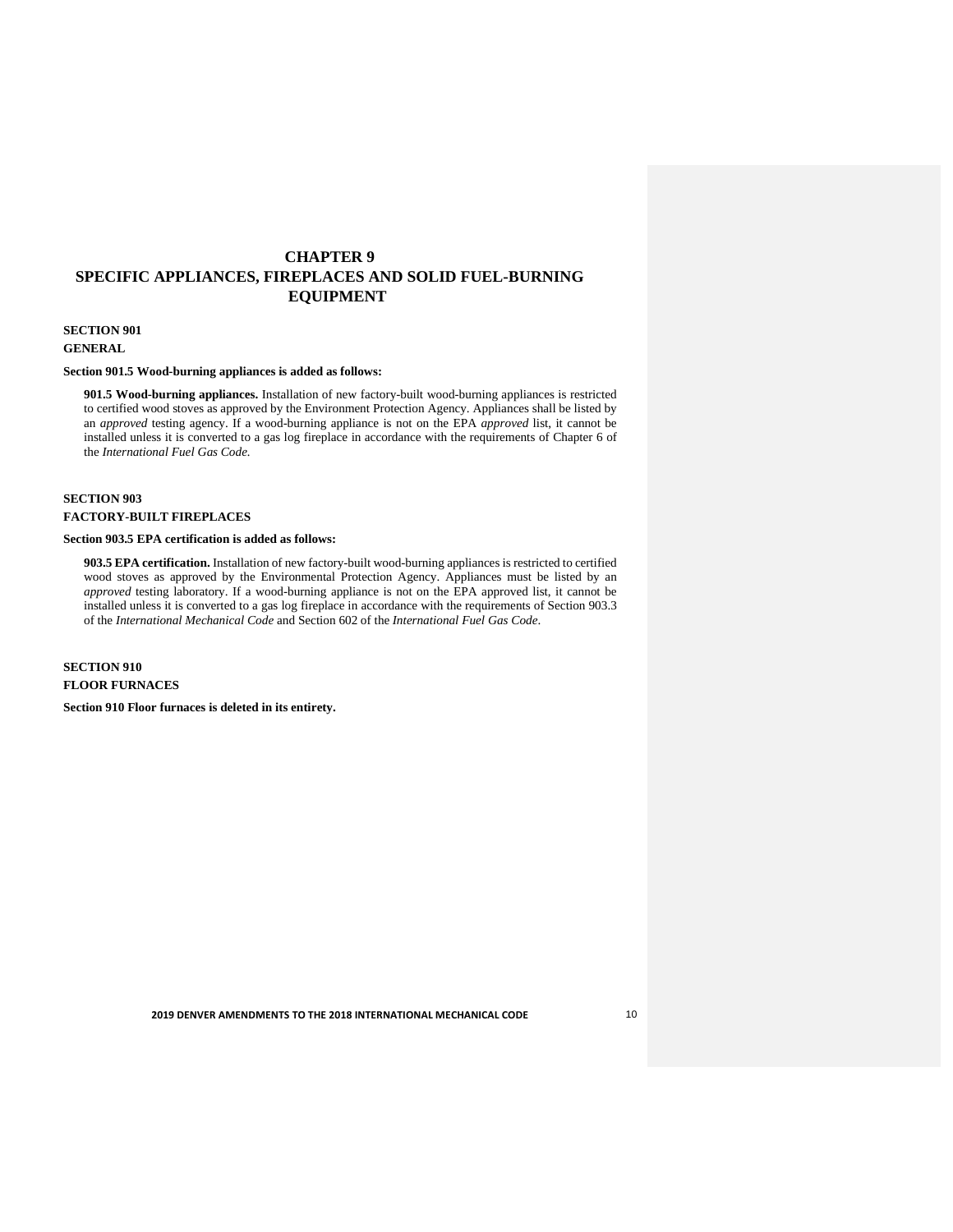# CHAPTER 9
# SPECIFIC APPLIANCES, FIREPLACES AND SOLID FUEL-BURNING EQUIPMENT

## SECTION 901
## GENERAL

**Section 901.5 Wood-burning appliances is added as follows:**

**901.5 Wood-burning appliances.** Installation of new factory-built wood-burning appliances is restricted to certified wood stoves as approved by the Environment Protection Agency. Appliances shall be listed by an *approved* testing agency. If a wood-burning appliance is not on the EPA *approved* list, it cannot be installed unless it is converted to a gas log fireplace in accordance with the requirements of Chapter 6 of the *International Fuel Gas Code.*

## SECTION 903
## FACTORY-BUILT FIREPLACES

**Section 903.5 EPA certification is added as follows:**

**903.5 EPA certification.** Installation of new factory-built wood-burning appliances is restricted to certified wood stoves as approved by the Environmental Protection Agency. Appliances must be listed by an *approved* testing laboratory. If a wood-burning appliance is not on the EPA approved list, it cannot be installed unless it is converted to a gas log fireplace in accordance with the requirements of Section 903.3 of the *International Mechanical Code* and Section 602 of the *International Fuel Gas Code*.

## SECTION 910
## FLOOR FURNACES

**Section 910 Floor furnaces is deleted in its entirety.**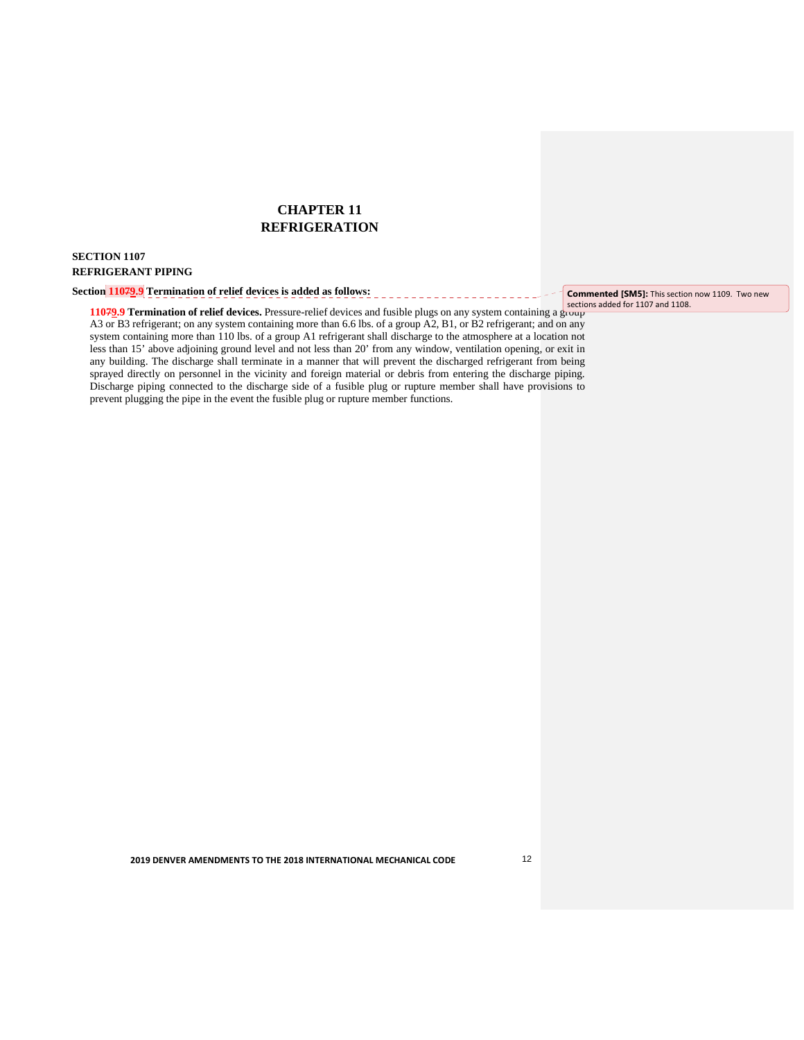# CHAPTER 11
# REFRIGERATION

**SECTION 1107**
**REFRIGERANT PIPING**

**Section 11079.9 Termination of relief devices is added as follows:**

**11079.9 Termination of relief devices.** Pressure-relief devices and fusible plugs on any system containing a group A3 or B3 refrigerant; on any system containing more than 6.6 lbs. of a group A2, B1, or B2 refrigerant; and on any system containing more than 110 lbs. of a group A1 refrigerant shall discharge to the atmosphere at a location not less than 15' above adjoining ground level and not less than 20' from any window, ventilation opening, or exit in any building. The discharge shall terminate in a manner that will prevent the discharged refrigerant from being sprayed directly on personnel in the vicinity and foreign material or debris from entering the discharge piping. Discharge piping connected to the discharge side of a fusible plug or rupture member shall have provisions to prevent plugging the pipe in the event the fusible plug or rupture member functions.

**Commented [SM5]:** This section now 1109. Two new sections added for 1107 and 1108.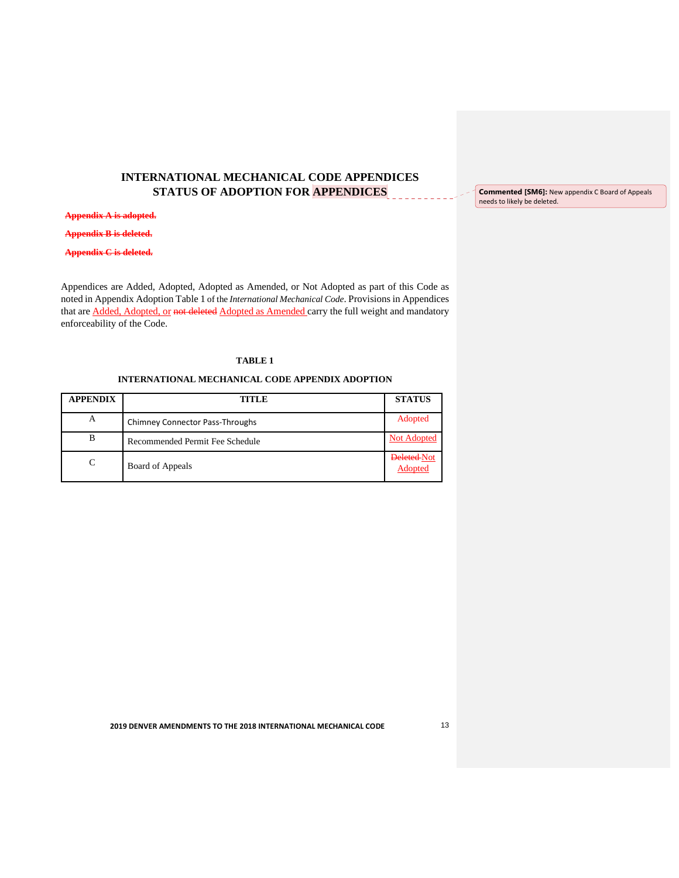# INTERNATIONAL MECHANICAL CODE APPENDICES
## STATUS OF ADOPTION FOR APPENDICES

~~**Appendix A is adopted.**~~

~~**Appendix B is deleted.**~~

~~**Appendix C is deleted.**~~

Appendices are Added, Adopted, Adopted as Amended, or Not Adopted as part of this Code as noted in Appendix Adoption Table 1 of the *International Mechanical Code*. Provisions in Appendices that are Added, Adopted, or ~~not deleted~~ Adopted as Amended carry the full weight and mandatory enforceability of the Code.

**TABLE 1**

**INTERNATIONAL MECHANICAL CODE APPENDIX ADOPTION**

| APPENDIX | TITLE | STATUS |
| --- | --- | --- |
| A | Chimney Connector Pass-Throughs | Adopted |
| B | Recommended Permit Fee Schedule | Not Adopted |
| C | Board of Appeals | ~~Deleted~~ Not Adopted |

**Commented [SM6]:** New appendix C Board of Appeals needs to likely be deleted.